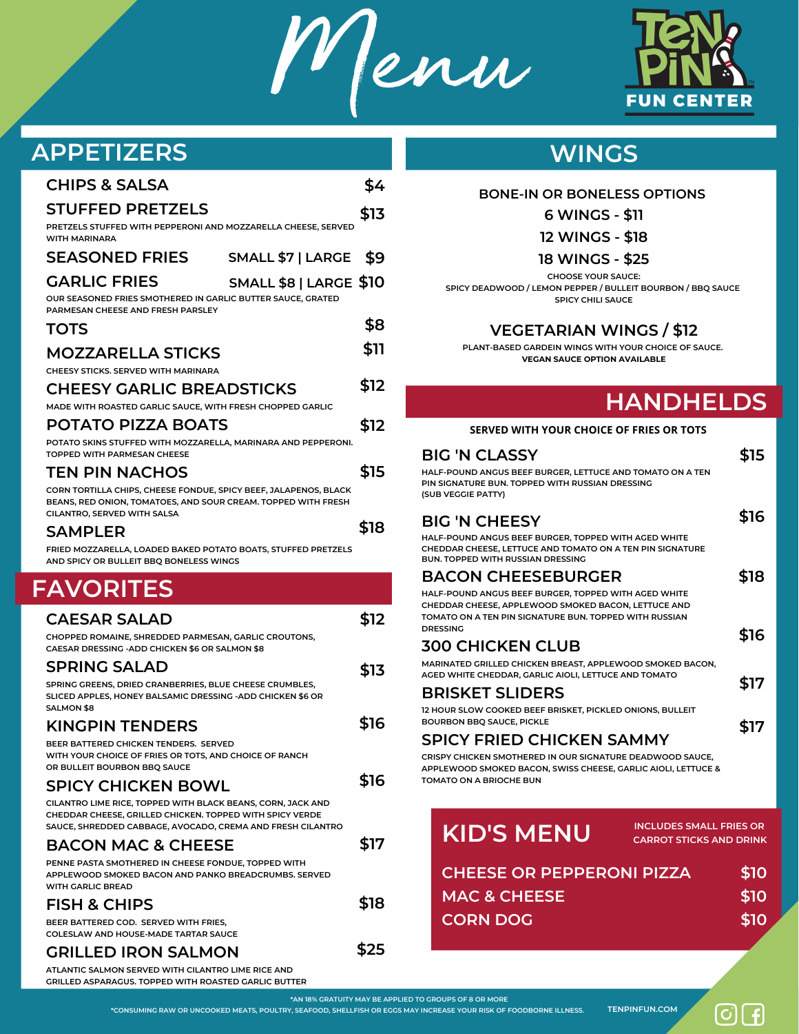# Menu

**TEN PIN FUN CENTER**

## APPETIZERS

**CHIPS & SALSA** — $4

**STUFFED PRETZELS** — $13
PRETZELS STUFFED WITH PEPPERONI AND MOZZARELLA CHEESE, SERVED WITH MARINARA

**SEASONED FRIES** — SMALL $7 | LARGE $9

**GARLIC FRIES** — SMALL $8 | LARGE $10
OUR SEASONED FRIES SMOTHERED IN GARLIC BUTTER SAUCE, GRATED PARMESAN CHEESE AND FRESH PARSLEY

**TOTS** — $8

**MOZZARELLA STICKS** — $11
CHEESY STICKS. SERVED WITH MARINARA

**CHEESY GARLIC BREADSTICKS** — $12
MADE WITH ROASTED GARLIC SAUCE, WITH FRESH CHOPPED GARLIC

**POTATO PIZZA BOATS** — $12
POTATO SKINS STUFFED WITH MOZZARELLA, MARINARA AND PEPPERONI. TOPPED WITH PARMESAN CHEESE

**TEN PIN NACHOS** — $15
CORN TORTILLA CHIPS, CHEESE FONDUE, SPICY BEEF, JALAPENOS, BLACK BEANS, RED ONION, TOMATOES, AND SOUR CREAM. TOPPED WITH FRESH CILANTRO, SERVED WITH SALSA

**SAMPLER** — $18
FRIED MOZZARELLA, LOADED BAKED POTATO BOATS, STUFFED PRETZELS AND SPICY OR BULLEIT BBQ BONELESS WINGS

## FAVORITES

**CAESAR SALAD** — $12
CHOPPED ROMAINE, SHREDDED PARMESAN, GARLIC CROUTONS, CAESAR DRESSING -ADD CHICKEN $6 OR SALMON $8

**SPRING SALAD** — $13
SPRING GREENS, DRIED CRANBERRIES, BLUE CHEESE CRUMBLES, SLICED APPLES, HONEY BALSAMIC DRESSING -ADD CHICKEN $6 OR SALMON $8

**KINGPIN TENDERS** — $16
BEER BATTERED CHICKEN TENDERS. SERVED WITH YOUR CHOICE OF FRIES OR TOTS, AND CHOICE OF RANCH OR BULLEIT BOURBON BBQ SAUCE

**SPICY CHICKEN BOWL** — $16
CILANTRO LIME RICE, TOPPED WITH BLACK BEANS, CORN, JACK AND CHEDDAR CHEESE, GRILLED CHICKEN. TOPPED WITH SPICY VERDE SAUCE, SHREDDED CABBAGE, AVOCADO, CREMA AND FRESH CILANTRO

**BACON MAC & CHEESE** — $17
PENNE PASTA SMOTHERED IN CHEESE FONDUE, TOPPED WITH APPLEWOOD SMOKED BACON AND PANKO BREADCRUMBS. SERVED WITH GARLIC BREAD

**FISH & CHIPS** — $18
BEER BATTERED COD. SERVED WITH FRIES, COLESLAW AND HOUSE-MADE TARTAR SAUCE

**GRILLED IRON SALMON** — $25
ATLANTIC SALMON SERVED WITH CILANTRO LIME RICE AND GRILLED ASPARAGUS. TOPPED WITH ROASTED GARLIC BUTTER

## WINGS

BONE-IN OR BONELESS OPTIONS

6 WINGS - $11

12 WINGS - $18

18 WINGS - $25

CHOOSE YOUR SAUCE:
SPICY DEADWOOD / LEMON PEPPER / BULLEIT BOURBON / BBQ SAUCE
SPICY CHILI SAUCE

**VEGETARIAN WINGS / $12**
PLANT-BASED GARDEIN WINGS WITH YOUR CHOICE OF SAUCE.
**VEGAN SAUCE OPTION AVAILABLE**

## HANDHELDS

**SERVED WITH YOUR CHOICE OF FRIES OR TOTS**

**BIG 'N CLASSY** — $15
HALF-POUND ANGUS BEEF BURGER, LETTUCE AND TOMATO ON A TEN PIN SIGNATURE BUN. TOPPED WITH RUSSIAN DRESSING
(SUB VEGGIE PATTY)

**BIG 'N CHEESY** — $16
HALF-POUND ANGUS BEEF BURGER, TOPPED WITH AGED WHITE CHEDDAR CHEESE, LETTUCE AND TOMATO ON A TEN PIN SIGNATURE BUN. TOPPED WITH RUSSIAN DRESSING

**BACON CHEESEBURGER** — $18
HALF-POUND ANGUS BEEF BURGER, TOPPED WITH AGED WHITE CHEDDAR CHEESE, APPLEWOOD SMOKED BACON, LETTUCE AND TOMATO ON A TEN PIN SIGNATURE BUN. TOPPED WITH RUSSIAN DRESSING

**300 CHICKEN CLUB** — $16
MARINATED GRILLED CHICKEN BREAST, APPLEWOOD SMOKED BACON, AGED WHITE CHEDDAR, GARLIC AIOLI, LETTUCE AND TOMATO

**BRISKET SLIDERS** — $17
12 HOUR SLOW COOKED BEEF BRISKET, PICKLED ONIONS, BULLEIT BOURBON BBQ SAUCE, PICKLE

**SPICY FRIED CHICKEN SAMMY** — $17
CRISPY CHICKEN SMOTHERED IN OUR SIGNATURE DEADWOOD SAUCE, APPLEWOOD SMOKED BACON, SWISS CHEESE, GARLIC AIOLI, LETTUCE & TOMATO ON A BRIOCHE BUN

## KID'S MENU

INCLUDES SMALL FRIES OR CARROT STICKS AND DRINK

**CHEESE OR PEPPERONI PIZZA** — $10

**MAC & CHEESE** — $10

**CORN DOG** — $10

*AN 18% GRATUITY MAY BE APPLIED TO GROUPS OF 8 OR MORE

*CONSUMING RAW OR UNCOOKED MEATS, POULTRY, SEAFOOD, SHELLFISH OR EGGS MAY INCREASE YOUR RISK OF FOODBORNE ILLNESS.

TENPINFUN.COM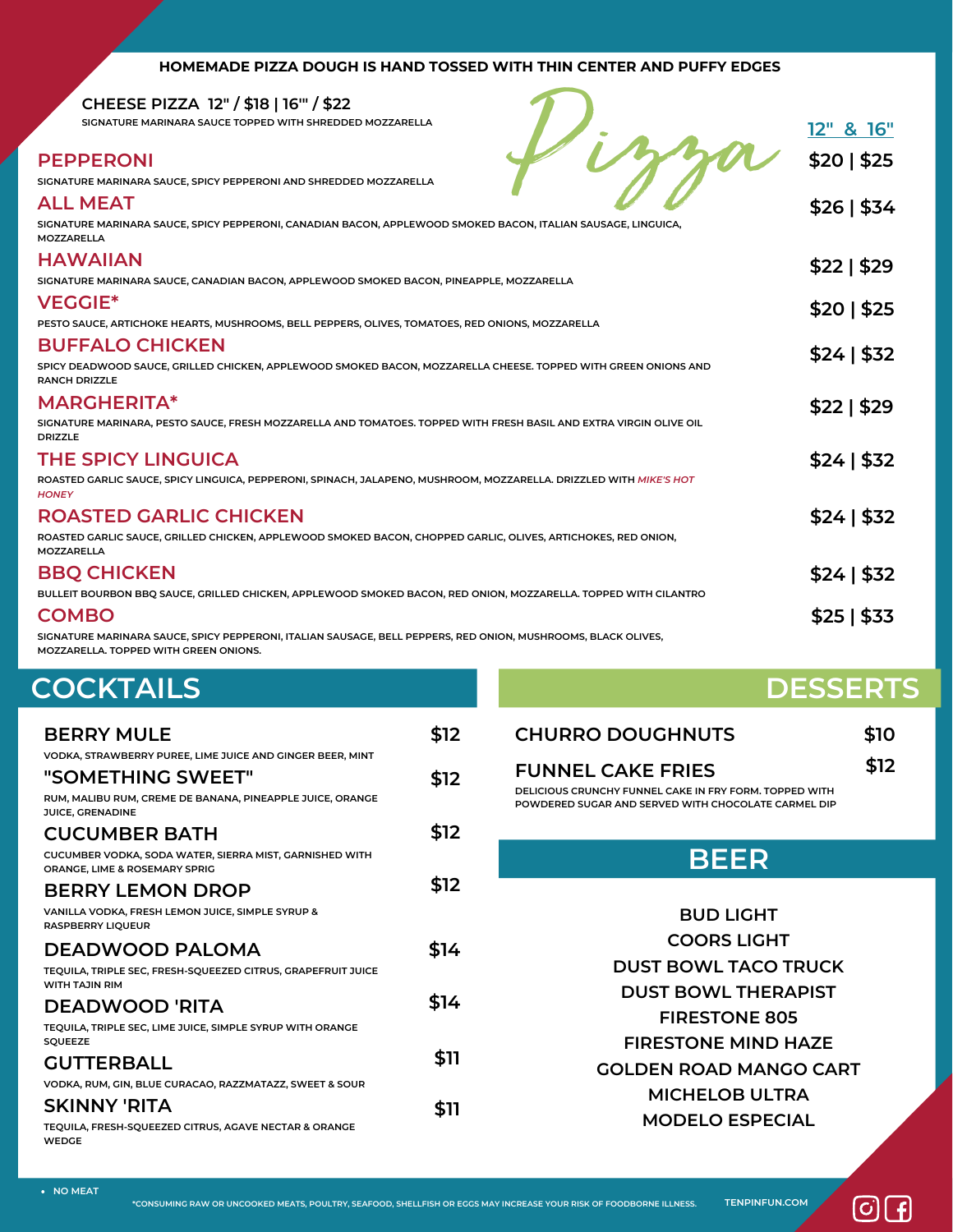HOMEMADE PIZZA DOUGH IS HAND TOSSED WITH THIN CENTER AND PUFFY EDGES

# Pizza

**CHEESE PIZZA 12" / $18 | 16"' / $22**
SIGNATURE MARINARA SAUCE TOPPED WITH SHREDDED MOZZARELLA

12" & 16"

## PEPPERONI — $20 | $25
SIGNATURE MARINARA SAUCE, SPICY PEPPERONI AND SHREDDED MOZZARELLA

## ALL MEAT — $26 | $34
SIGNATURE MARINARA SAUCE, SPICY PEPPERONI, CANADIAN BACON, APPLEWOOD SMOKED BACON, ITALIAN SAUSAGE, LINGUICA, MOZZARELLA

## HAWAIIAN — $22 | $29
SIGNATURE MARINARA SAUCE, CANADIAN BACON, APPLEWOOD SMOKED BACON, PINEAPPLE, MOZZARELLA

## VEGGIE* — $20 | $25
PESTO SAUCE, ARTICHOKE HEARTS, MUSHROOMS, BELL PEPPERS, OLIVES, TOMATOES, RED ONIONS, MOZZARELLA

## BUFFALO CHICKEN — $24 | $32
SPICY DEADWOOD SAUCE, GRILLED CHICKEN, APPLEWOOD SMOKED BACON, MOZZARELLA CHEESE. TOPPED WITH GREEN ONIONS AND RANCH DRIZZLE

## MARGHERITA* — $22 | $29
SIGNATURE MARINARA, PESTO SAUCE, FRESH MOZZARELLA AND TOMATOES. TOPPED WITH FRESH BASIL AND EXTRA VIRGIN OLIVE OIL DRIZZLE

## THE SPICY LINGUICA — $24 | $32
ROASTED GARLIC SAUCE, SPICY LINGUICA, PEPPERONI, SPINACH, JALAPENO, MUSHROOM, MOZZARELLA. DRIZZLED WITH *MIKE'S HOT HONEY*

## ROASTED GARLIC CHICKEN — $24 | $32
ROASTED GARLIC SAUCE, GRILLED CHICKEN, APPLEWOOD SMOKED BACON, CHOPPED GARLIC, OLIVES, ARTICHOKES, RED ONION, MOZZARELLA

## BBQ CHICKEN — $24 | $32
BULLEIT BOURBON BBQ SAUCE, GRILLED CHICKEN, APPLEWOOD SMOKED BACON, RED ONION, MOZZARELLA. TOPPED WITH CILANTRO

## COMBO — $25 | $33
SIGNATURE MARINARA SAUCE, SPICY PEPPERONI, ITALIAN SAUSAGE, BELL PEPPERS, RED ONION, MUSHROOMS, BLACK OLIVES, MOZZARELLA. TOPPED WITH GREEN ONIONS.

# COCKTAILS

**BERRY MULE — $12**
VODKA, STRAWBERRY PUREE, LIME JUICE AND GINGER BEER, MINT

**"SOMETHING SWEET" — $12**
RUM, MALIBU RUM, CREME DE BANANA, PINEAPPLE JUICE, ORANGE JUICE, GRENADINE

**CUCUMBER BATH — $12**
CUCUMBER VODKA, SODA WATER, SIERRA MIST, GARNISHED WITH ORANGE, LIME & ROSEMARY SPRIG

**BERRY LEMON DROP — $12**
VANILLA VODKA, FRESH LEMON JUICE, SIMPLE SYRUP & RASPBERRY LIQUEUR

**DEADWOOD PALOMA — $14**
TEQUILA, TRIPLE SEC, FRESH-SQUEEZED CITRUS, GRAPEFRUIT JUICE WITH TAJIN RIM

**DEADWOOD 'RITA — $14**
TEQUILA, TRIPLE SEC, LIME JUICE, SIMPLE SYRUP WITH ORANGE SQUEEZE

**GUTTERBALL — $11**
VODKA, RUM, GIN, BLUE CURACAO, RAZZMATAZZ, SWEET & SOUR

**SKINNY 'RITA — $11**
TEQUILA, FRESH-SQUEEZED CITRUS, AGAVE NECTAR & ORANGE WEDGE

# DESSERTS

**CHURRO DOUGHNUTS — $10**

**FUNNEL CAKE FRIES — $12**
DELICIOUS CRUNCHY FUNNEL CAKE IN FRY FORM. TOPPED WITH POWDERED SUGAR AND SERVED WITH CHOCOLATE CARMEL DIP

# BEER

BUD LIGHT
COORS LIGHT
DUST BOWL TACO TRUCK
DUST BOWL THERAPIST
FIRESTONE 805
FIRESTONE MIND HAZE
GOLDEN ROAD MANGO CART
MICHELOB ULTRA
MODELO ESPECIAL

- NO MEAT

*CONSUMING RAW OR UNCOOKED MEATS, POULTRY, SEAFOOD, SHELLFISH OR EGGS MAY INCREASE YOUR RISK OF FOODBORNE ILLNESS.

TENPINFUN.COM